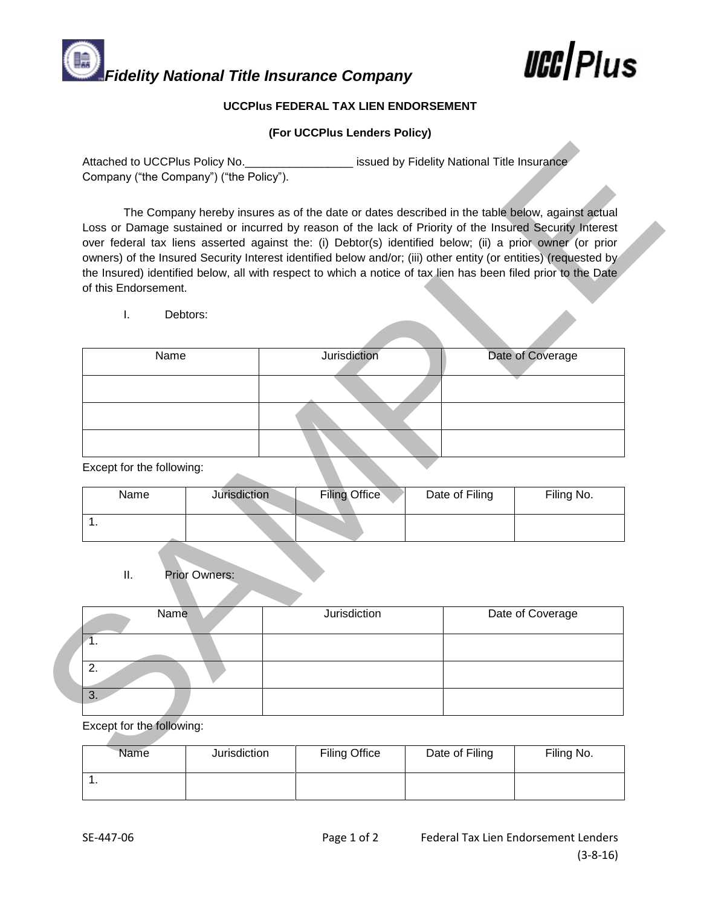Fidelity National Title Insurance Company

UCC|Plus

**UCCPlus FEDERAL TAX LIEN ENDORSEMENT**

**(For UCCPlus Lenders Policy)**

Attached to UCCPlus Policy No.\_\_\_\_\_\_\_\_\_\_\_\_\_\_\_\_\_ issued by Fidelity National Title Insurance Company ("the Company") ("the Policy").

The Company hereby insures as of the date or dates described in the table below, against actual Loss or Damage sustained or incurred by reason of the lack of Priority of the Insured Security Interest over federal tax liens asserted against the: (i) Debtor(s) identified below; (ii) a prior owner (or prior owners) of the Insured Security Interest identified below and/or; (iii) other entity (or entities) (requested by the Insured) identified below, all with respect to which a notice of tax lien has been filed prior to the Date of this Endorsement.

I. Debtors:

| Name | Jurisdiction | Date of Coverage |
|---|---|---|
| | | |
| | | |
| | | |

Except for the following:

| Name | Jurisdiction | Filing Office | Date of Filing | Filing No. |
|---|---|---|---|---|
| 1. | | | | |

II. Prior Owners:

| Name | Jurisdiction | Date of Coverage |
|---|---|---|
| 1. | | |
| 2. | | |
| 3. | | |

Except for the following:

| Name | Jurisdiction | Filing Office | Date of Filing | Filing No. |
|---|---|---|---|---|
| 1. | | | | |

SE-447-06 Federal Tax Lien Endorsement Lenders (3-8-16)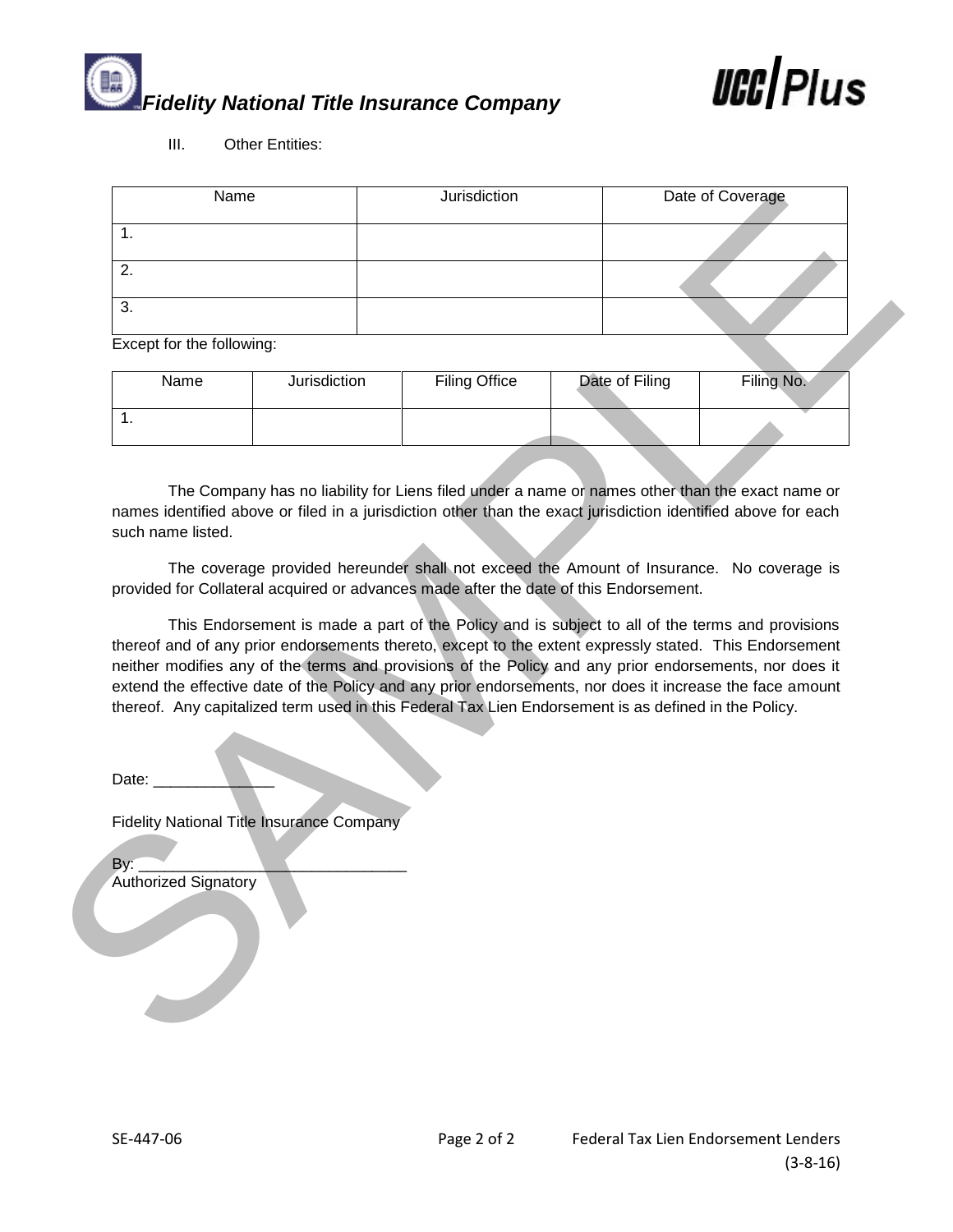III. Other Entities:

| Name | Jurisdiction | Date of Coverage |
|---|---|---|
| 1. | | |
| 2. | | |
| 3. | | |

Except for the following:

| Name | Jurisdiction | Filing Office | Date of Filing | Filing No. |
|---|---|---|---|---|
| 1. | | | | |

The Company has no liability for Liens filed under a name or names other than the exact name or names identified above or filed in a jurisdiction other than the exact jurisdiction identified above for each such name listed.

The coverage provided hereunder shall not exceed the Amount of Insurance. No coverage is provided for Collateral acquired or advances made after the date of this Endorsement.

This Endorsement is made a part of the Policy and is subject to all of the terms and provisions thereof and of any prior endorsements thereto, except to the extent expressly stated. This Endorsement neither modifies any of the terms and provisions of the Policy and any prior endorsements, nor does it extend the effective date of the Policy and any prior endorsements, nor does it increase the face amount thereof. Any capitalized term used in this Federal Tax Lien Endorsement is as defined in the Policy.

Date: ______________

Fidelity National Title Insurance Company

By: _______________________________
Authorized Signatory

SE-447-06

Federal Tax Lien Endorsement Lenders (3-8-16)